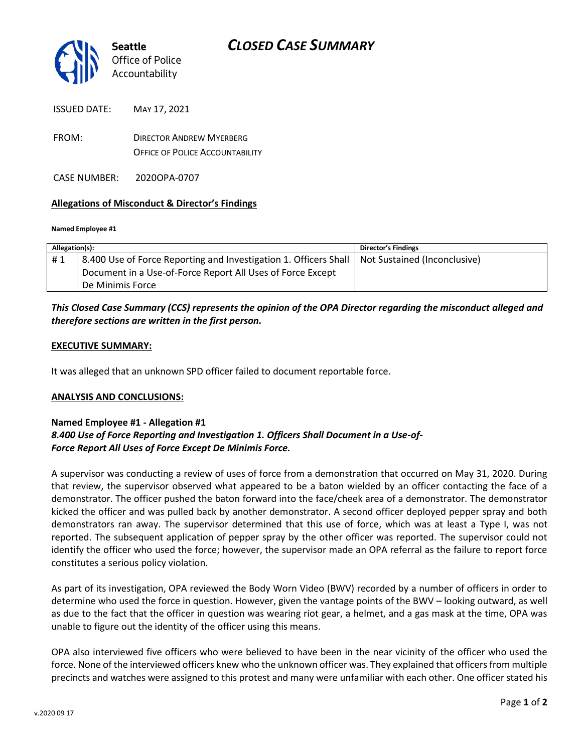**Seattle**
Office of Police
Accountability

# *CLOSED CASE SUMMARY*

ISSUED DATE: MAY 17, 2021

FROM: DIRECTOR ANDREW MYERBERG
OFFICE OF POLICE ACCOUNTABILITY

CASE NUMBER: 2020OPA-0707

## Allegations of Misconduct & Director's Findings

**Named Employee #1**

| Allegation(s): | | Director's Findings |
|---|---|---|
| # 1 | 8.400 Use of Force Reporting and Investigation 1. Officers Shall Document in a Use-of-Force Report All Uses of Force Except De Minimis Force | Not Sustained (Inconclusive) |

***This Closed Case Summary (CCS) represents the opinion of the OPA Director regarding the misconduct alleged and therefore sections are written in the first person.***

### EXECUTIVE SUMMARY:

It was alleged that an unknown SPD officer failed to document reportable force.

### ANALYSIS AND CONCLUSIONS:

**Named Employee #1 - Allegation #1**
***8.400 Use of Force Reporting and Investigation 1. Officers Shall Document in a Use-of-Force Report All Uses of Force Except De Minimis Force.***

A supervisor was conducting a review of uses of force from a demonstration that occurred on May 31, 2020. During that review, the supervisor observed what appeared to be a baton wielded by an officer contacting the face of a demonstrator. The officer pushed the baton forward into the face/cheek area of a demonstrator. The demonstrator kicked the officer and was pulled back by another demonstrator. A second officer deployed pepper spray and both demonstrators ran away. The supervisor determined that this use of force, which was at least a Type I, was not reported. The subsequent application of pepper spray by the other officer was reported. The supervisor could not identify the officer who used the force; however, the supervisor made an OPA referral as the failure to report force constitutes a serious policy violation.

As part of its investigation, OPA reviewed the Body Worn Video (BWV) recorded by a number of officers in order to determine who used the force in question. However, given the vantage points of the BWV – looking outward, as well as due to the fact that the officer in question was wearing riot gear, a helmet, and a gas mask at the time, OPA was unable to figure out the identity of the officer using this means.

OPA also interviewed five officers who were believed to have been in the near vicinity of the officer who used the force. None of the interviewed officers knew who the unknown officer was. They explained that officers from multiple precincts and watches were assigned to this protest and many were unfamiliar with each other. One officer stated his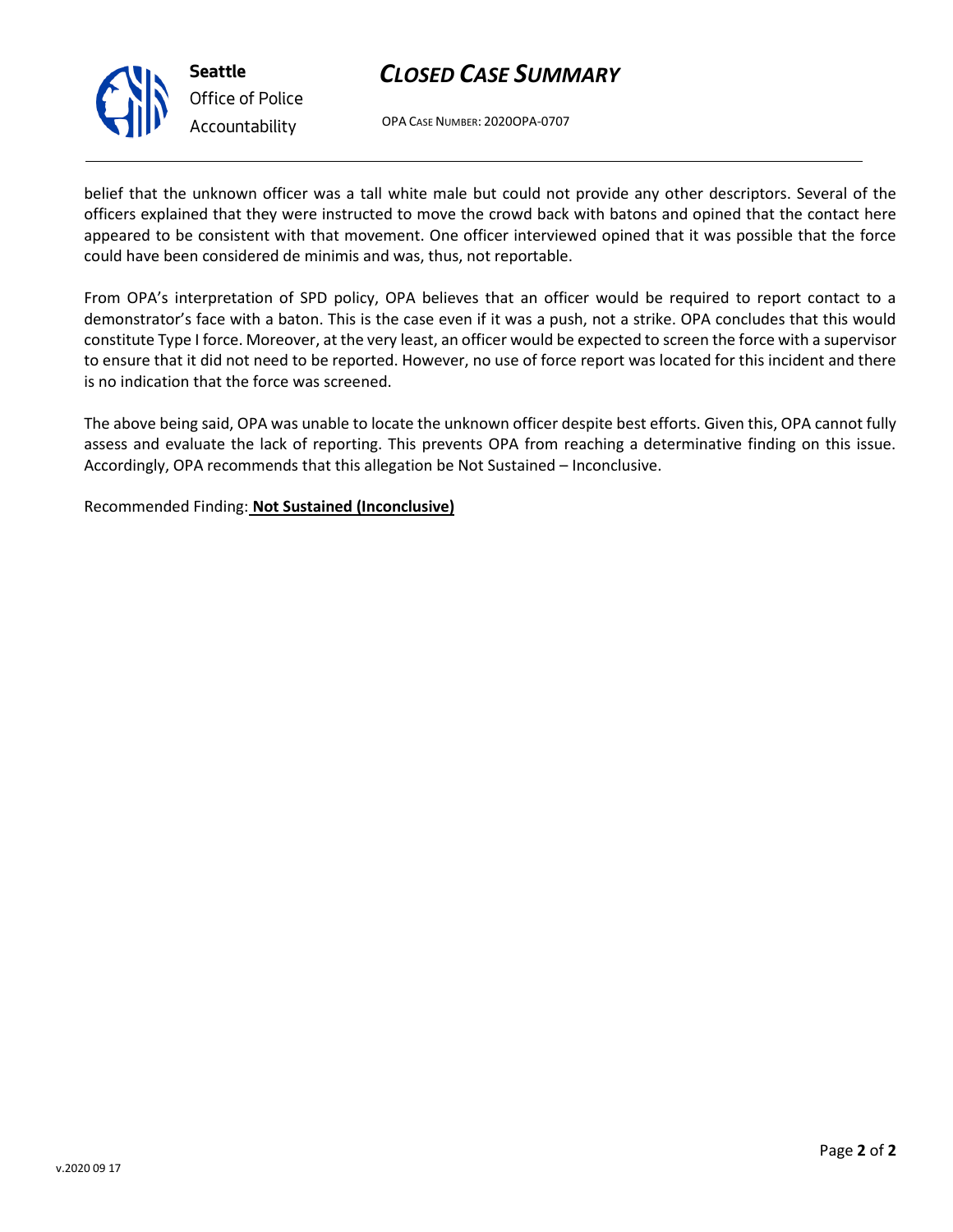belief that the unknown officer was a tall white male but could not provide any other descriptors. Several of the officers explained that they were instructed to move the crowd back with batons and opined that the contact here appeared to be consistent with that movement. One officer interviewed opined that it was possible that the force could have been considered de minimis and was, thus, not reportable.

From OPA's interpretation of SPD policy, OPA believes that an officer would be required to report contact to a demonstrator's face with a baton. This is the case even if it was a push, not a strike. OPA concludes that this would constitute Type I force. Moreover, at the very least, an officer would be expected to screen the force with a supervisor to ensure that it did not need to be reported. However, no use of force report was located for this incident and there is no indication that the force was screened.

The above being said, OPA was unable to locate the unknown officer despite best efforts. Given this, OPA cannot fully assess and evaluate the lack of reporting. This prevents OPA from reaching a determinative finding on this issue. Accordingly, OPA recommends that this allegation be Not Sustained – Inconclusive.

Recommended Finding: **Not Sustained (Inconclusive)**